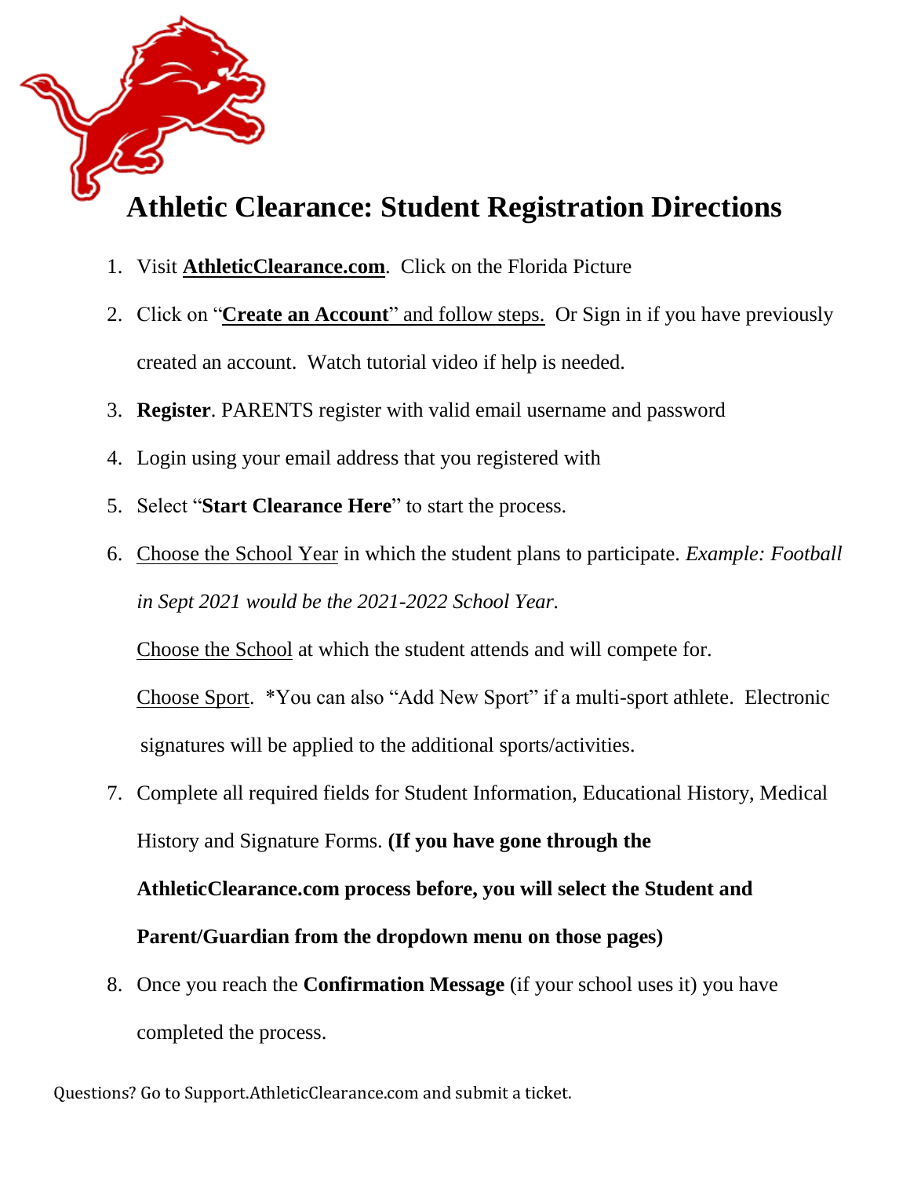# Athletic Clearance: Student Registration Directions

1. Visit **AthleticClearance.com**. Click on the Florida Picture
2. Click on "**Create an Account**" and follow steps. Or Sign in if you have previously created an account. Watch tutorial video if help is needed.
3. **Register**. PARENTS register with valid email username and password
4. Login using your email address that you registered with
5. Select "**Start Clearance Here**" to start the process.
6. Choose the School Year in which the student plans to participate. *Example: Football in Sept 2021 would be the 2021-2022 School Year.*

   Choose the School at which the student attends and will compete for.

   Choose Sport. *You can also "Add New Sport" if a multi-sport athlete. Electronic signatures will be applied to the additional sports/activities.
7. Complete all required fields for Student Information, Educational History, Medical History and Signature Forms. **(If you have gone through the AthleticClearance.com process before, you will select the Student and Parent/Guardian from the dropdown menu on those pages)**
8. Once you reach the **Confirmation Message** (if your school uses it) you have completed the process.

Questions? Go to Support.AthleticClearance.com and submit a ticket.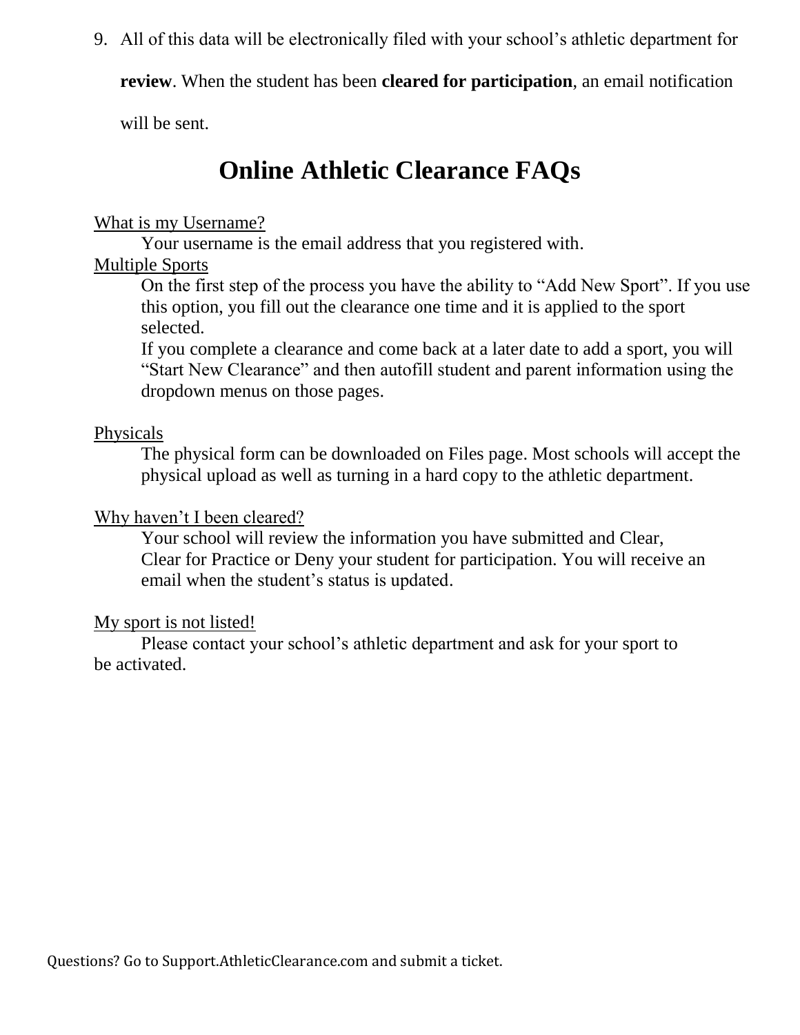9. All of this data will be electronically filed with your school's athletic department for **review**. When the student has been **cleared for participation**, an email notification will be sent.

# Online Athletic Clearance FAQs

What is my Username?

Your username is the email address that you registered with.

Multiple Sports

On the first step of the process you have the ability to "Add New Sport". If you use this option, you fill out the clearance one time and it is applied to the sport selected.

If you complete a clearance and come back at a later date to add a sport, you will "Start New Clearance" and then autofill student and parent information using the dropdown menus on those pages.

Physicals

The physical form can be downloaded on Files page. Most schools will accept the physical upload as well as turning in a hard copy to the athletic department.

Why haven't I been cleared?

Your school will review the information you have submitted and Clear, Clear for Practice or Deny your student for participation. You will receive an email when the student's status is updated.

My sport is not listed!

Please contact your school's athletic department and ask for your sport to be activated.

Questions? Go to Support.AthleticClearance.com and submit a ticket.